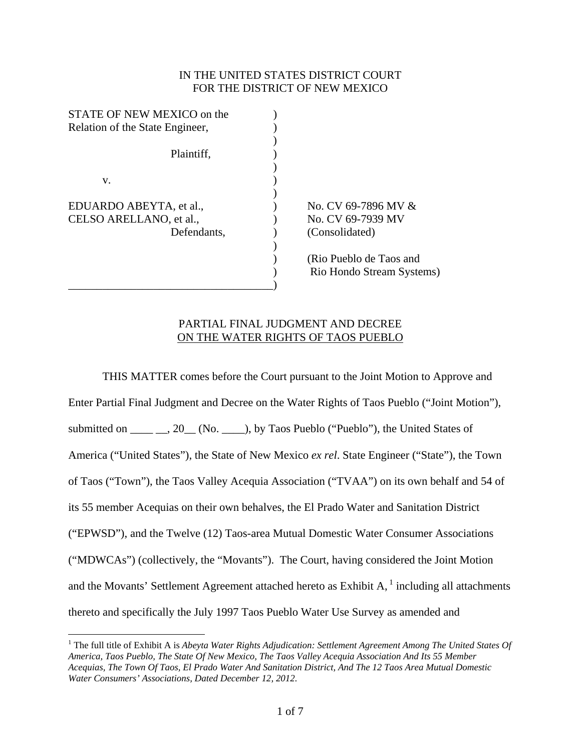IN THE UNITED STATES DISTRICT COURT
FOR THE DISTRICT OF NEW MEXICO

| | |
|---|---|
| STATE OF NEW MEXICO on the Relation of the State Engineer, | |
| Plaintiff, | |
| v. | |
| EDUARDO ABEYTA, et al., | No. CV 69-7896 MV & |
| CELSO ARELLANO, et al., | No. CV 69-7939 MV |
| Defendants, | (Consolidated) |
| | (Rio Pueblo de Taos and Rio Hondo Stream Systems) |

PARTIAL FINAL JUDGMENT AND DECREE
ON THE WATER RIGHTS OF TAOS PUEBLO

THIS MATTER comes before the Court pursuant to the Joint Motion to Approve and Enter Partial Final Judgment and Decree on the Water Rights of Taos Pueblo ("Joint Motion"), submitted on ____ __, 20__ (No. ____), by Taos Pueblo ("Pueblo"), the United States of America ("United States"), the State of New Mexico *ex rel*. State Engineer ("State"), the Town of Taos ("Town"), the Taos Valley Acequia Association ("TVAA") on its own behalf and 54 of its 55 member Acequias on their own behalves, the El Prado Water and Sanitation District ("EPWSD"), and the Twelve (12) Taos-area Mutual Domestic Water Consumer Associations ("MDWCAs") (collectively, the "Movants"). The Court, having considered the Joint Motion and the Movants' Settlement Agreement attached hereto as Exhibit A, [1] including all attachments thereto and specifically the July 1997 Taos Pueblo Water Use Survey as amended and

[1] The full title of Exhibit A is *Abeyta Water Rights Adjudication: Settlement Agreement Among The United States Of America, Taos Pueblo, The State Of New Mexico, The Taos Valley Acequia Association And Its 55 Member Acequias, The Town Of Taos, El Prado Water And Sanitation District, And The 12 Taos Area Mutual Domestic Water Consumers' Associations, Dated December 12, 2012*.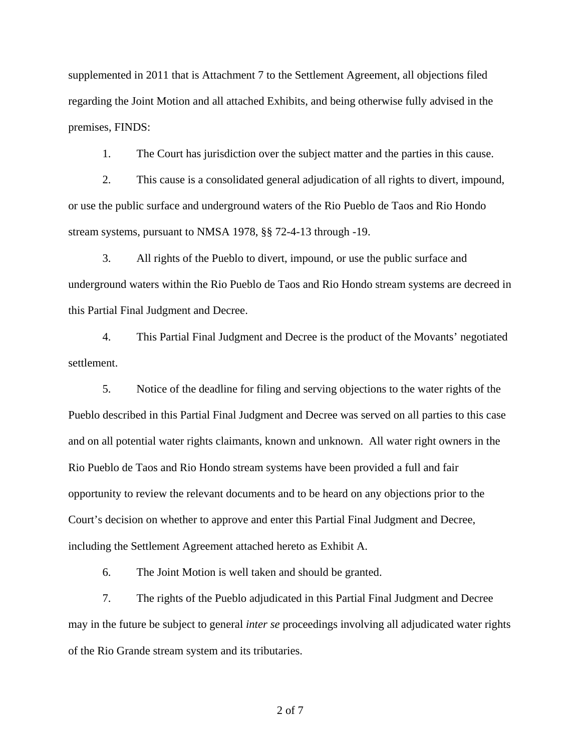supplemented in 2011 that is Attachment 7 to the Settlement Agreement, all objections filed regarding the Joint Motion and all attached Exhibits, and being otherwise fully advised in the premises, FINDS:

1. The Court has jurisdiction over the subject matter and the parties in this cause.

2. This cause is a consolidated general adjudication of all rights to divert, impound, or use the public surface and underground waters of the Rio Pueblo de Taos and Rio Hondo stream systems, pursuant to NMSA 1978, §§ 72-4-13 through -19.

3. All rights of the Pueblo to divert, impound, or use the public surface and underground waters within the Rio Pueblo de Taos and Rio Hondo stream systems are decreed in this Partial Final Judgment and Decree.

4. This Partial Final Judgment and Decree is the product of the Movants' negotiated settlement.

5. Notice of the deadline for filing and serving objections to the water rights of the Pueblo described in this Partial Final Judgment and Decree was served on all parties to this case and on all potential water rights claimants, known and unknown. All water right owners in the Rio Pueblo de Taos and Rio Hondo stream systems have been provided a full and fair opportunity to review the relevant documents and to be heard on any objections prior to the Court's decision on whether to approve and enter this Partial Final Judgment and Decree, including the Settlement Agreement attached hereto as Exhibit A.

6. The Joint Motion is well taken and should be granted.

7. The rights of the Pueblo adjudicated in this Partial Final Judgment and Decree may in the future be subject to general *inter se* proceedings involving all adjudicated water rights of the Rio Grande stream system and its tributaries.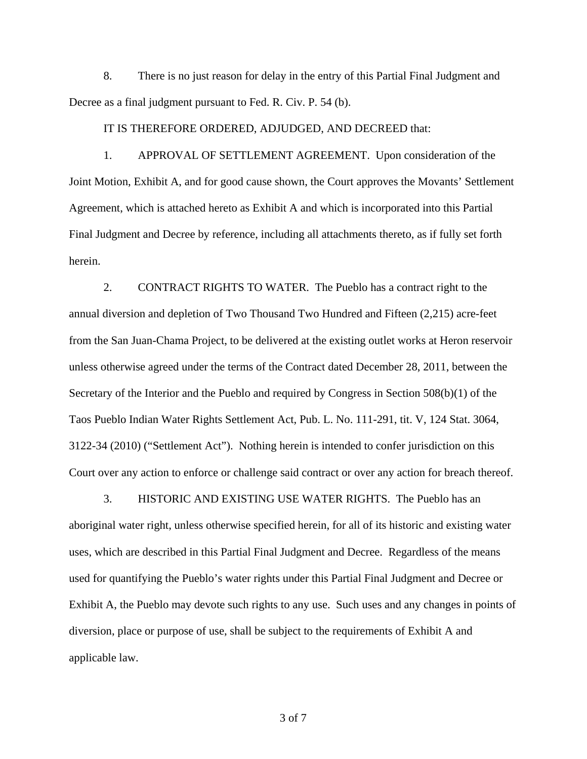8. There is no just reason for delay in the entry of this Partial Final Judgment and Decree as a final judgment pursuant to Fed. R. Civ. P. 54 (b).

IT IS THEREFORE ORDERED, ADJUDGED, AND DECREED that:

1. APPROVAL OF SETTLEMENT AGREEMENT. Upon consideration of the Joint Motion, Exhibit A, and for good cause shown, the Court approves the Movants' Settlement Agreement, which is attached hereto as Exhibit A and which is incorporated into this Partial Final Judgment and Decree by reference, including all attachments thereto, as if fully set forth herein.

2. CONTRACT RIGHTS TO WATER. The Pueblo has a contract right to the annual diversion and depletion of Two Thousand Two Hundred and Fifteen (2,215) acre-feet from the San Juan-Chama Project, to be delivered at the existing outlet works at Heron reservoir unless otherwise agreed under the terms of the Contract dated December 28, 2011, between the Secretary of the Interior and the Pueblo and required by Congress in Section 508(b)(1) of the Taos Pueblo Indian Water Rights Settlement Act, Pub. L. No. 111-291, tit. V, 124 Stat. 3064, 3122-34 (2010) ("Settlement Act"). Nothing herein is intended to confer jurisdiction on this Court over any action to enforce or challenge said contract or over any action for breach thereof.

3. HISTORIC AND EXISTING USE WATER RIGHTS. The Pueblo has an aboriginal water right, unless otherwise specified herein, for all of its historic and existing water uses, which are described in this Partial Final Judgment and Decree. Regardless of the means used for quantifying the Pueblo's water rights under this Partial Final Judgment and Decree or Exhibit A, the Pueblo may devote such rights to any use. Such uses and any changes in points of diversion, place or purpose of use, shall be subject to the requirements of Exhibit A and applicable law.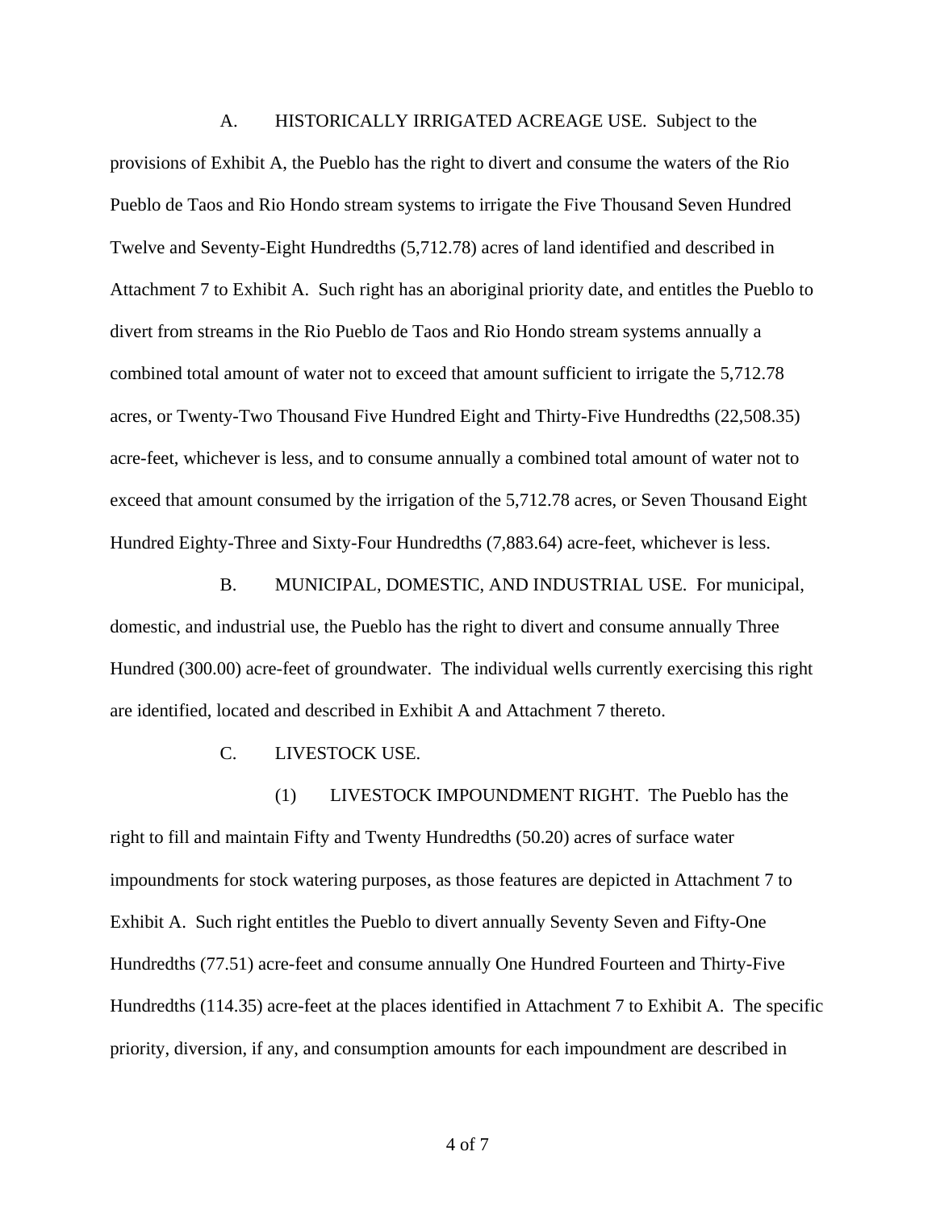A. HISTORICALLY IRRIGATED ACREAGE USE. Subject to the provisions of Exhibit A, the Pueblo has the right to divert and consume the waters of the Rio Pueblo de Taos and Rio Hondo stream systems to irrigate the Five Thousand Seven Hundred Twelve and Seventy-Eight Hundredths (5,712.78) acres of land identified and described in Attachment 7 to Exhibit A. Such right has an aboriginal priority date, and entitles the Pueblo to divert from streams in the Rio Pueblo de Taos and Rio Hondo stream systems annually a combined total amount of water not to exceed that amount sufficient to irrigate the 5,712.78 acres, or Twenty-Two Thousand Five Hundred Eight and Thirty-Five Hundredths (22,508.35) acre-feet, whichever is less, and to consume annually a combined total amount of water not to exceed that amount consumed by the irrigation of the 5,712.78 acres, or Seven Thousand Eight Hundred Eighty-Three and Sixty-Four Hundredths (7,883.64) acre-feet, whichever is less.

B. MUNICIPAL, DOMESTIC, AND INDUSTRIAL USE. For municipal, domestic, and industrial use, the Pueblo has the right to divert and consume annually Three Hundred (300.00) acre-feet of groundwater. The individual wells currently exercising this right are identified, located and described in Exhibit A and Attachment 7 thereto.

C. LIVESTOCK USE.

(1) LIVESTOCK IMPOUNDMENT RIGHT. The Pueblo has the right to fill and maintain Fifty and Twenty Hundredths (50.20) acres of surface water impoundments for stock watering purposes, as those features are depicted in Attachment 7 to Exhibit A. Such right entitles the Pueblo to divert annually Seventy Seven and Fifty-One Hundredths (77.51) acre-feet and consume annually One Hundred Fourteen and Thirty-Five Hundredths (114.35) acre-feet at the places identified in Attachment 7 to Exhibit A. The specific priority, diversion, if any, and consumption amounts for each impoundment are described in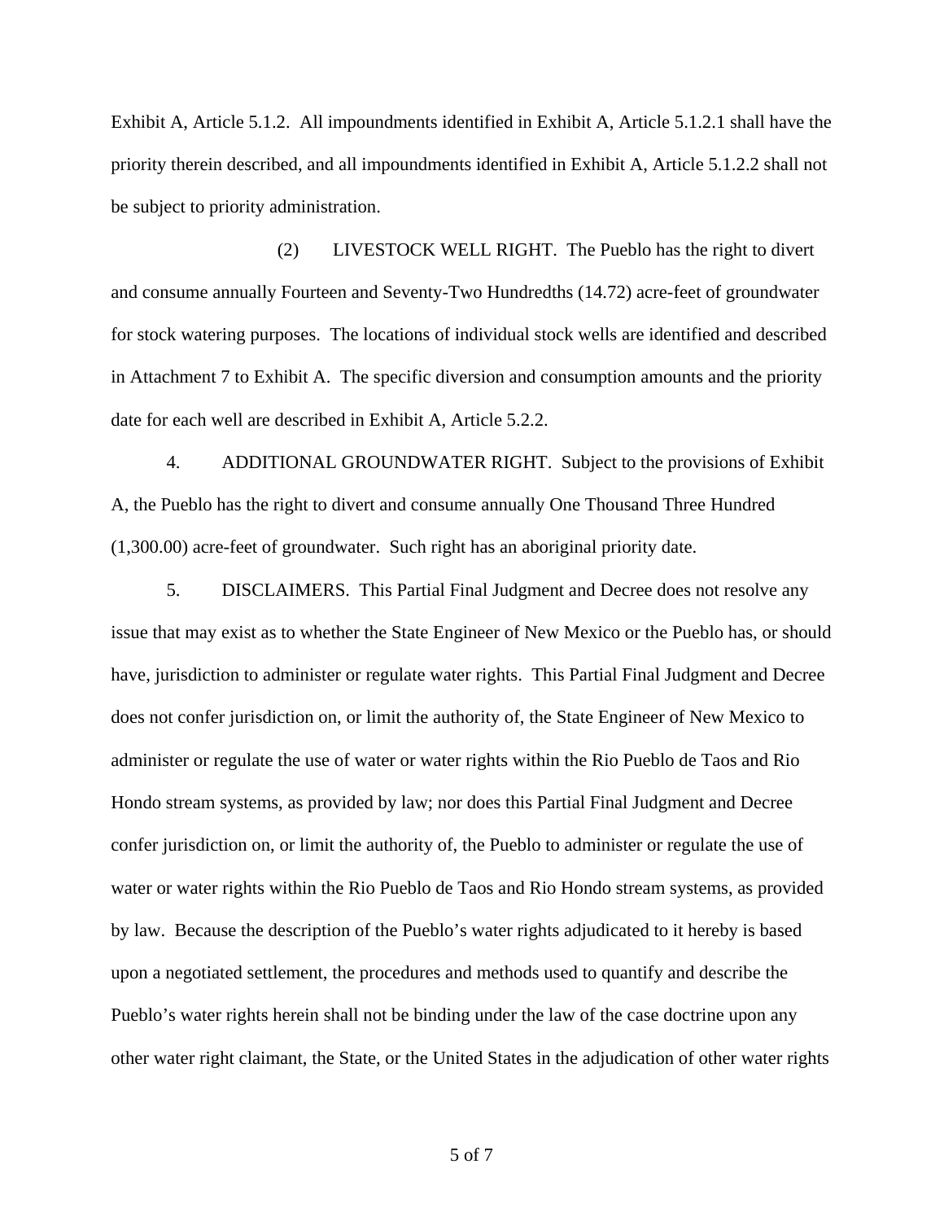Exhibit A, Article 5.1.2. All impoundments identified in Exhibit A, Article 5.1.2.1 shall have the priority therein described, and all impoundments identified in Exhibit A, Article 5.1.2.2 shall not be subject to priority administration.

(2) LIVESTOCK WELL RIGHT. The Pueblo has the right to divert and consume annually Fourteen and Seventy-Two Hundredths (14.72) acre-feet of groundwater for stock watering purposes. The locations of individual stock wells are identified and described in Attachment 7 to Exhibit A. The specific diversion and consumption amounts and the priority date for each well are described in Exhibit A, Article 5.2.2.

4. ADDITIONAL GROUNDWATER RIGHT. Subject to the provisions of Exhibit A, the Pueblo has the right to divert and consume annually One Thousand Three Hundred (1,300.00) acre-feet of groundwater. Such right has an aboriginal priority date.

5. DISCLAIMERS. This Partial Final Judgment and Decree does not resolve any issue that may exist as to whether the State Engineer of New Mexico or the Pueblo has, or should have, jurisdiction to administer or regulate water rights. This Partial Final Judgment and Decree does not confer jurisdiction on, or limit the authority of, the State Engineer of New Mexico to administer or regulate the use of water or water rights within the Rio Pueblo de Taos and Rio Hondo stream systems, as provided by law; nor does this Partial Final Judgment and Decree confer jurisdiction on, or limit the authority of, the Pueblo to administer or regulate the use of water or water rights within the Rio Pueblo de Taos and Rio Hondo stream systems, as provided by law. Because the description of the Pueblo's water rights adjudicated to it hereby is based upon a negotiated settlement, the procedures and methods used to quantify and describe the Pueblo's water rights herein shall not be binding under the law of the case doctrine upon any other water right claimant, the State, or the United States in the adjudication of other water rights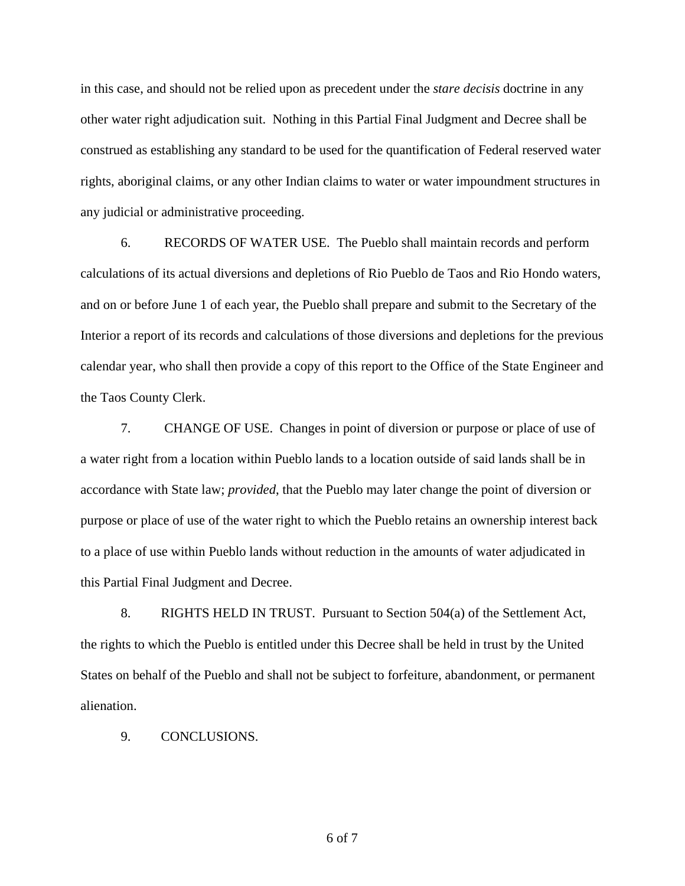in this case, and should not be relied upon as precedent under the *stare decisis* doctrine in any other water right adjudication suit. Nothing in this Partial Final Judgment and Decree shall be construed as establishing any standard to be used for the quantification of Federal reserved water rights, aboriginal claims, or any other Indian claims to water or water impoundment structures in any judicial or administrative proceeding.

6. RECORDS OF WATER USE. The Pueblo shall maintain records and perform calculations of its actual diversions and depletions of Rio Pueblo de Taos and Rio Hondo waters, and on or before June 1 of each year, the Pueblo shall prepare and submit to the Secretary of the Interior a report of its records and calculations of those diversions and depletions for the previous calendar year, who shall then provide a copy of this report to the Office of the State Engineer and the Taos County Clerk.

7. CHANGE OF USE. Changes in point of diversion or purpose or place of use of a water right from a location within Pueblo lands to a location outside of said lands shall be in accordance with State law; *provided*, that the Pueblo may later change the point of diversion or purpose or place of use of the water right to which the Pueblo retains an ownership interest back to a place of use within Pueblo lands without reduction in the amounts of water adjudicated in this Partial Final Judgment and Decree.

8. RIGHTS HELD IN TRUST. Pursuant to Section 504(a) of the Settlement Act, the rights to which the Pueblo is entitled under this Decree shall be held in trust by the United States on behalf of the Pueblo and shall not be subject to forfeiture, abandonment, or permanent alienation.

9. CONCLUSIONS.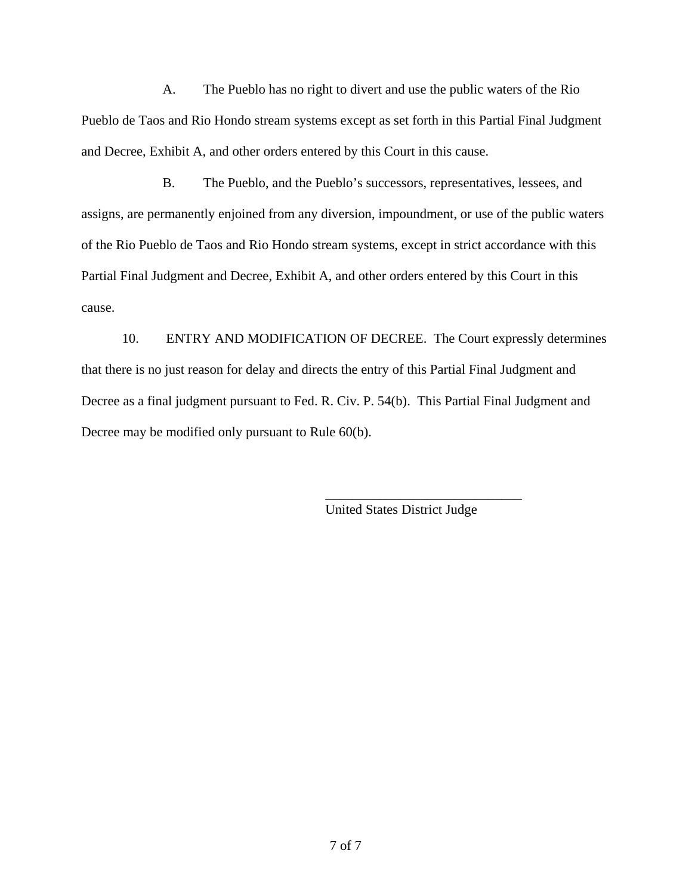A. The Pueblo has no right to divert and use the public waters of the Rio Pueblo de Taos and Rio Hondo stream systems except as set forth in this Partial Final Judgment and Decree, Exhibit A, and other orders entered by this Court in this cause.

B. The Pueblo, and the Pueblo's successors, representatives, lessees, and assigns, are permanently enjoined from any diversion, impoundment, or use of the public waters of the Rio Pueblo de Taos and Rio Hondo stream systems, except in strict accordance with this Partial Final Judgment and Decree, Exhibit A, and other orders entered by this Court in this cause.

10. ENTRY AND MODIFICATION OF DECREE. The Court expressly determines that there is no just reason for delay and directs the entry of this Partial Final Judgment and Decree as a final judgment pursuant to Fed. R. Civ. P. 54(b). This Partial Final Judgment and Decree may be modified only pursuant to Rule 60(b).

\_\_\_\_\_\_\_\_\_\_\_\_\_\_\_\_\_\_\_\_\_\_\_\_\_\_\_\_\_\_
United States District Judge